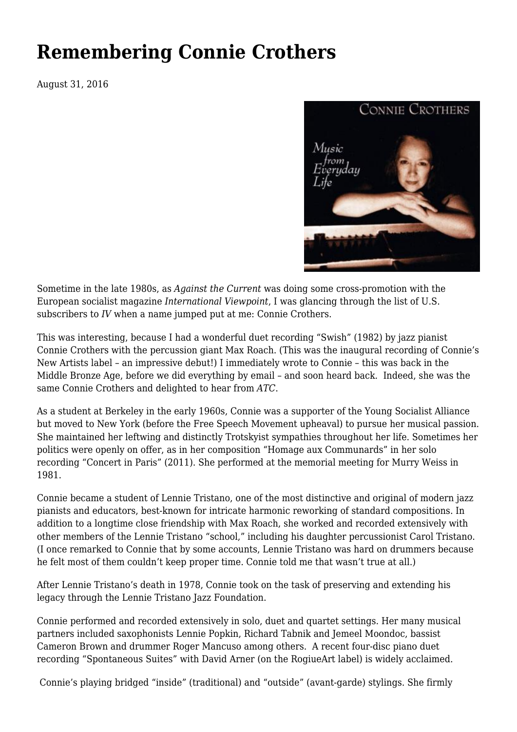# Remembering Connie Crothers

August 31, 2016

Sometime in the late 1980s, as *Against the Current* was doing some cross-promotion with the European socialist magazine *International Viewpoint*, I was glancing through the list of U.S. subscribers to *IV* when a name jumped put at me: Connie Crothers.

This was interesting, because I had a wonderful duet recording "Swish" (1982) by jazz pianist Connie Crothers with the percussion giant Max Roach. (This was the inaugural recording of Connie's New Artists label – an impressive debut!) I immediately wrote to Connie – this was back in the Middle Bronze Age, before we did everything by email – and soon heard back. Indeed, she was the same Connie Crothers and delighted to hear from *ATC*.

As a student at Berkeley in the early 1960s, Connie was a supporter of the Young Socialist Alliance but moved to New York (before the Free Speech Movement upheaval) to pursue her musical passion. She maintained her leftwing and distinctly Trotskyist sympathies throughout her life. Sometimes her politics were openly on offer, as in her composition "Homage aux Communards" in her solo recording "Concert in Paris" (2011). She performed at the memorial meeting for Murry Weiss in 1981.

Connie became a student of Lennie Tristano, one of the most distinctive and original of modern jazz pianists and educators, best-known for intricate harmonic reworking of standard compositions. In addition to a longtime close friendship with Max Roach, she worked and recorded extensively with other members of the Lennie Tristano "school," including his daughter percussionist Carol Tristano. (I once remarked to Connie that by some accounts, Lennie Tristano was hard on drummers because he felt most of them couldn't keep proper time. Connie told me that wasn't true at all.)

After Lennie Tristano's death in 1978, Connie took on the task of preserving and extending his legacy through the Lennie Tristano Jazz Foundation.

Connie performed and recorded extensively in solo, duet and quartet settings. Her many musical partners included saxophonists Lennie Popkin, Richard Tabnik and Jemeel Moondoc, bassist Cameron Brown and drummer Roger Mancuso among others. A recent four-disc piano duet recording "Spontaneous Suites" with David Arner (on the RogiueArt label) is widely acclaimed.

Connie's playing bridged "inside" (traditional) and "outside" (avant-garde) stylings. She firmly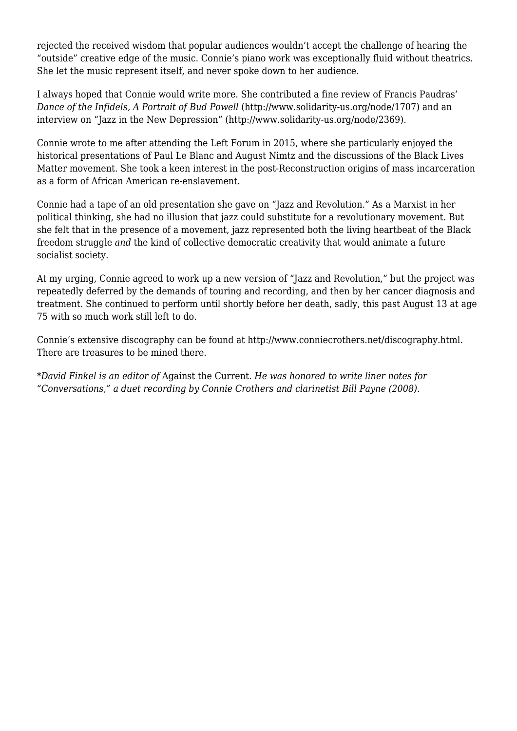rejected the received wisdom that popular audiences wouldn't accept the challenge of hearing the "outside" creative edge of the music. Connie's piano work was exceptionally fluid without theatrics. She let the music represent itself, and never spoke down to her audience.

I always hoped that Connie would write more. She contributed a fine review of Francis Paudras' *Dance of the Infidels, A Portrait of Bud Powell* (http://www.solidarity-us.org/node/1707) and an interview on "Jazz in the New Depression" (http://www.solidarity-us.org/node/2369).

Connie wrote to me after attending the Left Forum in 2015, where she particularly enjoyed the historical presentations of Paul Le Blanc and August Nimtz and the discussions of the Black Lives Matter movement. She took a keen interest in the post-Reconstruction origins of mass incarceration as a form of African American re-enslavement.

Connie had a tape of an old presentation she gave on "Jazz and Revolution." As a Marxist in her political thinking, she had no illusion that jazz could substitute for a revolutionary movement. But she felt that in the presence of a movement, jazz represented both the living heartbeat of the Black freedom struggle *and* the kind of collective democratic creativity that would animate a future socialist society.

At my urging, Connie agreed to work up a new version of "Jazz and Revolution," but the project was repeatedly deferred by the demands of touring and recording, and then by her cancer diagnosis and treatment. She continued to perform until shortly before her death, sadly, this past August 13 at age 75 with so much work still left to do.

Connie's extensive discography can be found at http://www.conniecrothers.net/discography.html. There are treasures to be mined there.

*\*David Finkel is an editor of* Against the Current*. He was honored to write liner notes for "Conversations," a duet recording by Connie Crothers and clarinetist Bill Payne (2008).*